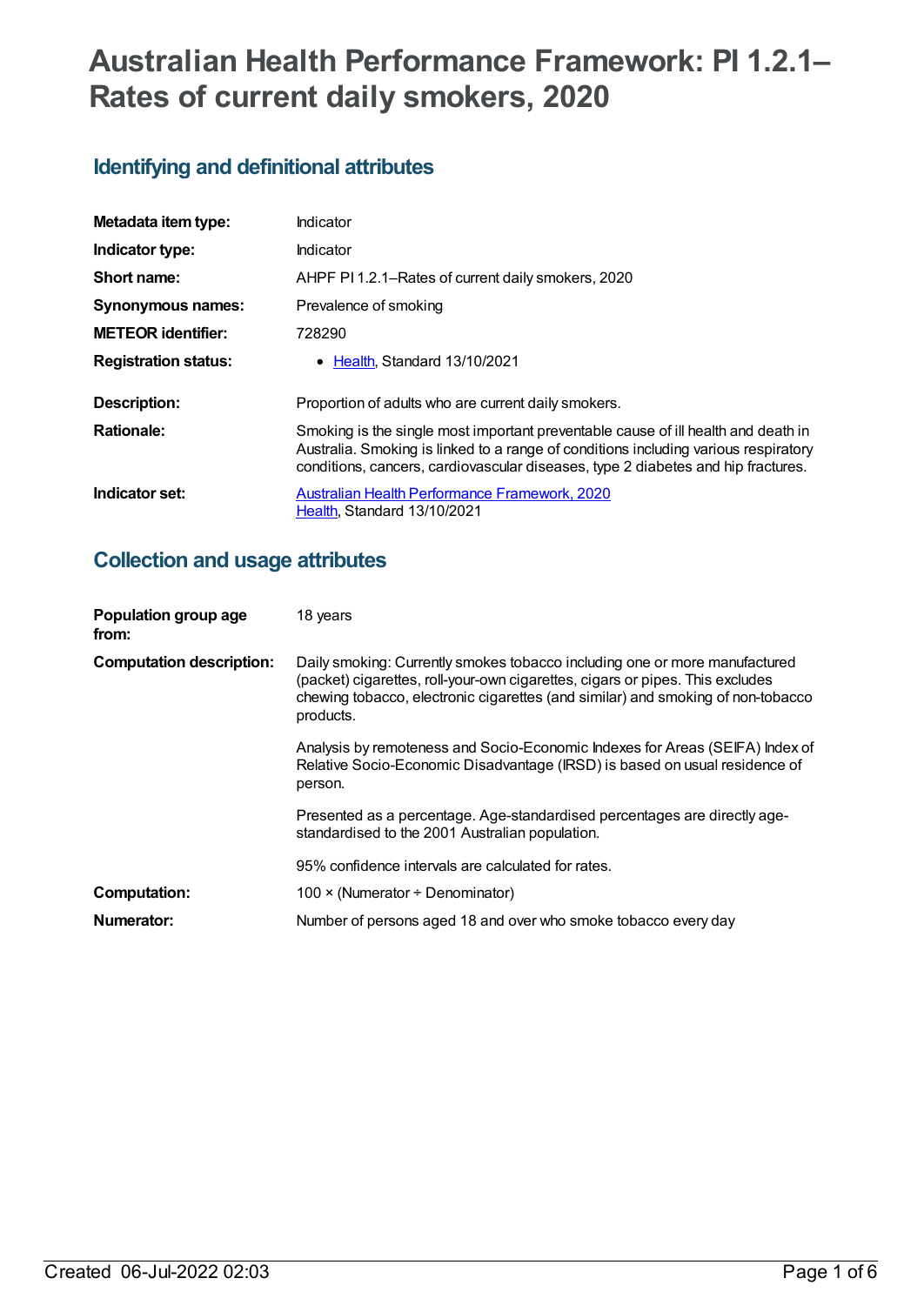# Australian Health Performance Framework: PI 1.2.1–Rates of current daily smokers, 2020

## Identifying and definitional attributes

| | |
|---|---|
| **Metadata item type:** | Indicator |
| **Indicator type:** | Indicator |
| **Short name:** | AHPF PI 1.2.1–Rates of current daily smokers, 2020 |
| **Synonymous names:** | Prevalence of smoking |
| **METEOR identifier:** | 728290 |
| **Registration status:** | • Health, Standard 13/10/2021 |
| **Description:** | Proportion of adults who are current daily smokers. |
| **Rationale:** | Smoking is the single most important preventable cause of ill health and death in Australia. Smoking is linked to a range of conditions including various respiratory conditions, cancers, cardiovascular diseases, type 2 diabetes and hip fractures. |
| **Indicator set:** | Australian Health Performance Framework, 2020<br>Health, Standard 13/10/2021 |

## Collection and usage attributes

| | |
|---|---|
| **Population group age from:** | 18 years |
| **Computation description:** | Daily smoking: Currently smokes tobacco including one or more manufactured (packet) cigarettes, roll-your-own cigarettes, cigars or pipes. This excludes chewing tobacco, electronic cigarettes (and similar) and smoking of non-tobacco products.<br><br>Analysis by remoteness and Socio-Economic Indexes for Areas (SEIFA) Index of Relative Socio-Economic Disadvantage (IRSD) is based on usual residence of person.<br><br>Presented as a percentage. Age-standardised percentages are directly age-standardised to the 2001 Australian population.<br><br>95% confidence intervals are calculated for rates. |
| **Computation:** | 100 × (Numerator ÷ Denominator) |
| **Numerator:** | Number of persons aged 18 and over who smoke tobacco every day |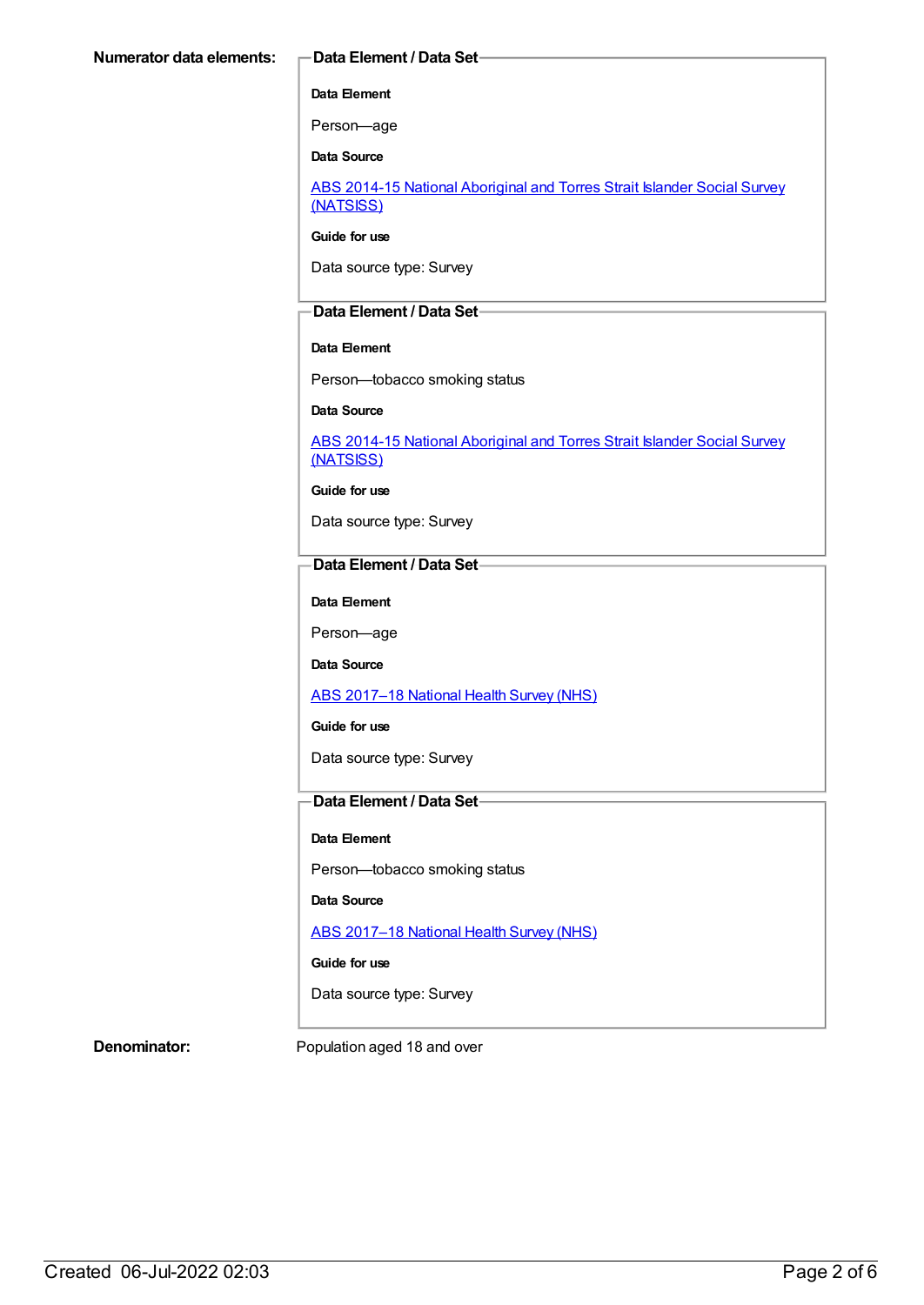**Numerator data elements:**

**Data Element / Data Set**

**Data Element**

Person—age

**Data Source**

ABS 2014-15 National Aboriginal and Torres Strait Islander Social Survey (NATSISS)

**Guide for use**

Data source type: Survey

**Data Element / Data Set**

**Data Element**

Person—tobacco smoking status

**Data Source**

ABS 2014-15 National Aboriginal and Torres Strait Islander Social Survey (NATSISS)

**Guide for use**

Data source type: Survey

**Data Element / Data Set**

**Data Element**

Person—age

**Data Source**

ABS 2017–18 National Health Survey (NHS)

**Guide for use**

Data source type: Survey

**Data Element / Data Set**

**Data Element**

Person—tobacco smoking status

**Data Source**

ABS 2017–18 National Health Survey (NHS)

**Guide for use**

Data source type: Survey

**Denominator:** Population aged 18 and over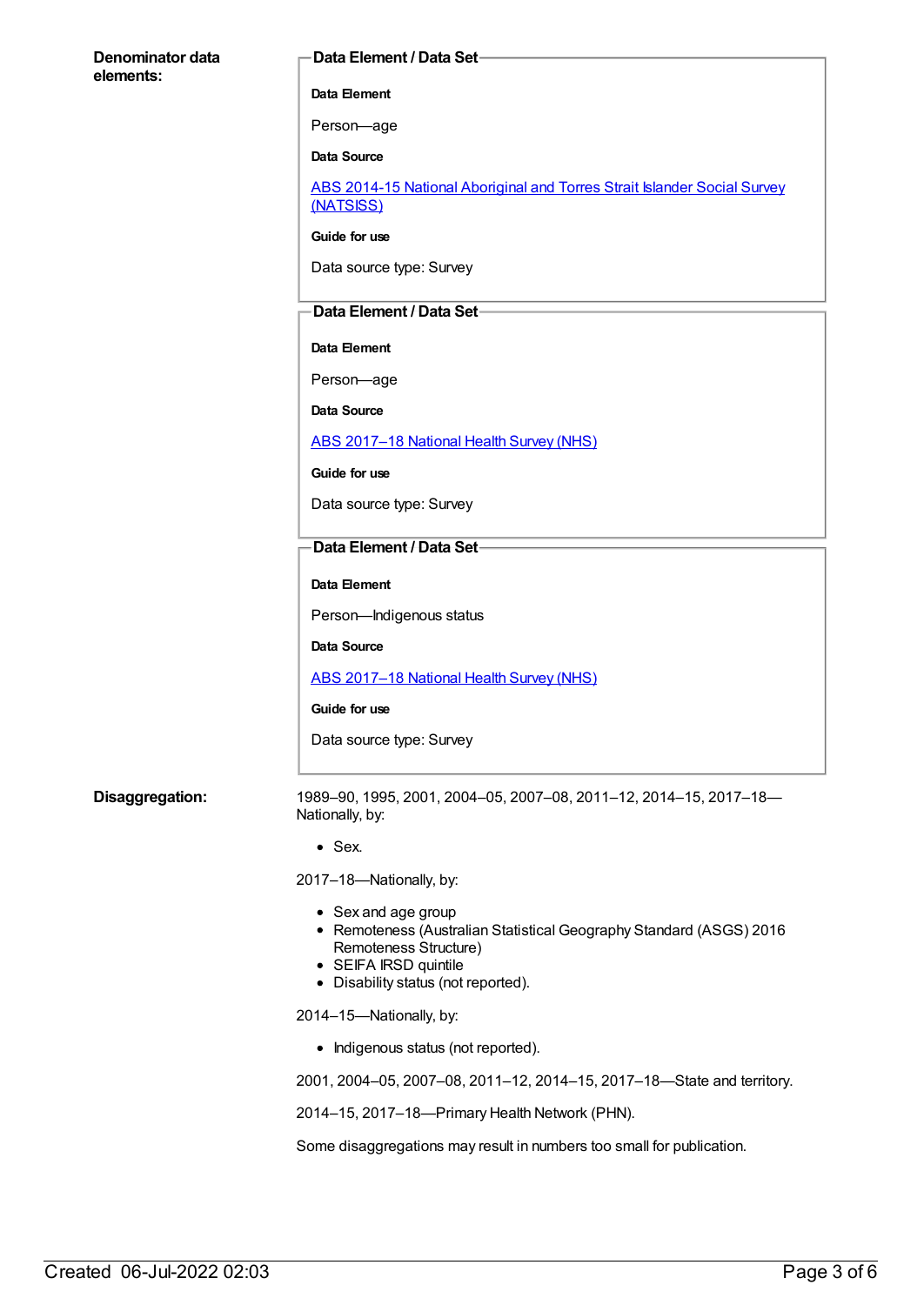**Denominator data elements:**

**Data Element / Data Set**

**Data Element**

Person—age

**Data Source**

ABS 2014-15 National Aboriginal and Torres Strait Islander Social Survey (NATSISS)

**Guide for use**

Data source type: Survey

**Data Element / Data Set**

**Data Element**

Person—age

**Data Source**

ABS 2017–18 National Health Survey (NHS)

**Guide for use**

Data source type: Survey

**Data Element / Data Set**

**Data Element**

Person—Indigenous status

**Data Source**

ABS 2017–18 National Health Survey (NHS)

**Guide for use**

Data source type: Survey

**Disaggregation:**

1989–90, 1995, 2001, 2004–05, 2007–08, 2011–12, 2014–15, 2017–18—Nationally, by:

- Sex.

2017–18—Nationally, by:

- Sex and age group
- Remoteness (Australian Statistical Geography Standard (ASGS) 2016 Remoteness Structure)
- SEIFA IRSD quintile
- Disability status (not reported).

2014–15—Nationally, by:

- Indigenous status (not reported).

2001, 2004–05, 2007–08, 2011–12, 2014–15, 2017–18—State and territory.

2014–15, 2017–18—Primary Health Network (PHN).

Some disaggregations may result in numbers too small for publication.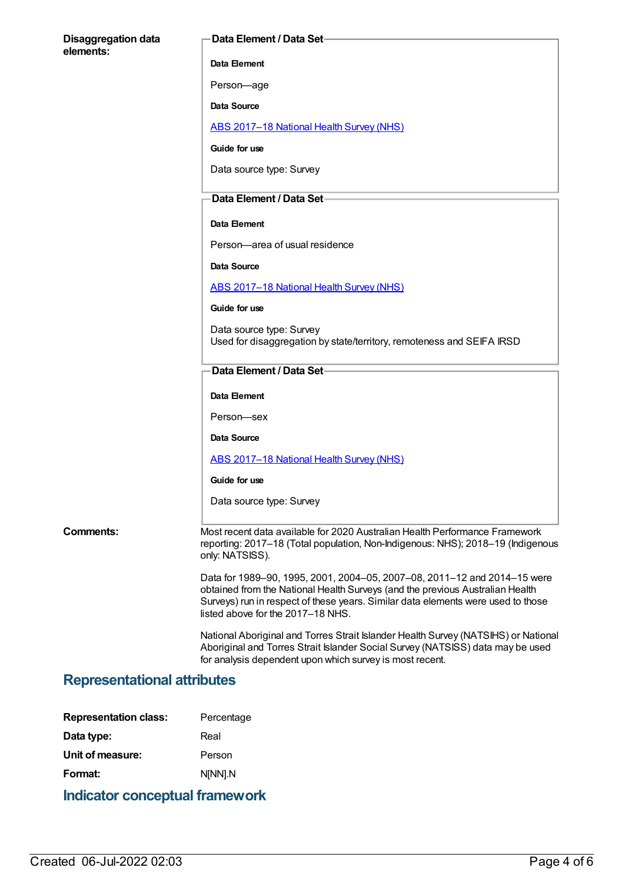**Disaggregation data elements:**

**Data Element / Data Set**

**Data Element**

Person—age

**Data Source**

ABS 2017–18 National Health Survey (NHS)

**Guide for use**

Data source type: Survey

**Data Element / Data Set**

**Data Element**

Person—area of usual residence

**Data Source**

ABS 2017–18 National Health Survey (NHS)

**Guide for use**

Data source type: Survey
Used for disaggregation by state/territory, remoteness and SEIFA IRSD

**Data Element / Data Set**

**Data Element**

Person—sex

**Data Source**

ABS 2017–18 National Health Survey (NHS)

**Guide for use**

Data source type: Survey

**Comments:**

Most recent data available for 2020 Australian Health Performance Framework reporting: 2017–18 (Total population, Non-Indigenous: NHS); 2018–19 (Indigenous only: NATSISS).

Data for 1989–90, 1995, 2001, 2004–05, 2007–08, 2011–12 and 2014–15 were obtained from the National Health Surveys (and the previous Australian Health Surveys) run in respect of these years. Similar data elements were used to those listed above for the 2017–18 NHS.

National Aboriginal and Torres Strait Islander Health Survey (NATSIHS) or National Aboriginal and Torres Strait Islander Social Survey (NATSISS) data may be used for analysis dependent upon which survey is most recent.

## Representational attributes

**Representation class:** Percentage

**Data type:** Real

**Unit of measure:** Person

**Format:** N[NN].N

## Indicator conceptual framework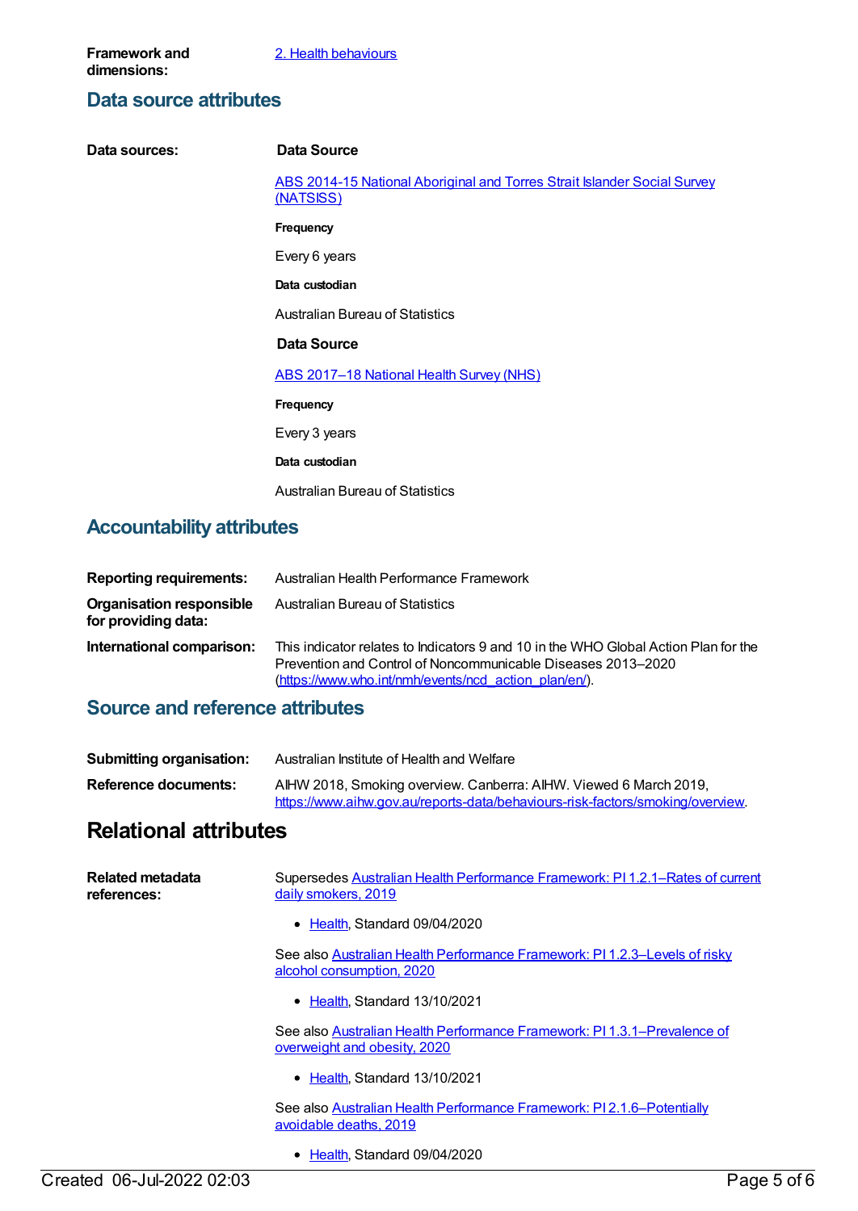**Framework and dimensions:** [2. Health behaviours]

## Data source attributes

**Data sources:**

**Data Source**

[ABS 2014-15 National Aboriginal and Torres Strait Islander Social Survey (NATSISS)]

**Frequency**

Every 6 years

**Data custodian**

Australian Bureau of Statistics

**Data Source**

[ABS 2017–18 National Health Survey (NHS)]

**Frequency**

Every 3 years

**Data custodian**

Australian Bureau of Statistics

## Accountability attributes

**Reporting requirements:** Australian Health Performance Framework

**Organisation responsible for providing data:** Australian Bureau of Statistics

**International comparison:** This indicator relates to Indicators 9 and 10 in the WHO Global Action Plan for the Prevention and Control of Noncommunicable Diseases 2013–2020 (https://www.who.int/nmh/events/ncd_action_plan/en/).

## Source and reference attributes

**Submitting organisation:** Australian Institute of Health and Welfare

**Reference documents:** AIHW 2018, Smoking overview. Canberra: AIHW. Viewed 6 March 2019, https://www.aihw.gov.au/reports-data/behaviours-risk-factors/smoking/overview.

# Relational attributes

**Related metadata references:**

Supersedes [Australian Health Performance Framework: PI 1.2.1–Rates of current daily smokers, 2019]

- [Health], Standard 09/04/2020

See also [Australian Health Performance Framework: PI 1.2.3–Levels of risky alcohol consumption, 2020]

- [Health], Standard 13/10/2021

See also [Australian Health Performance Framework: PI 1.3.1–Prevalence of overweight and obesity, 2020]

- [Health], Standard 13/10/2021

See also [Australian Health Performance Framework: PI 2.1.6–Potentially avoidable deaths, 2019]

- [Health], Standard 09/04/2020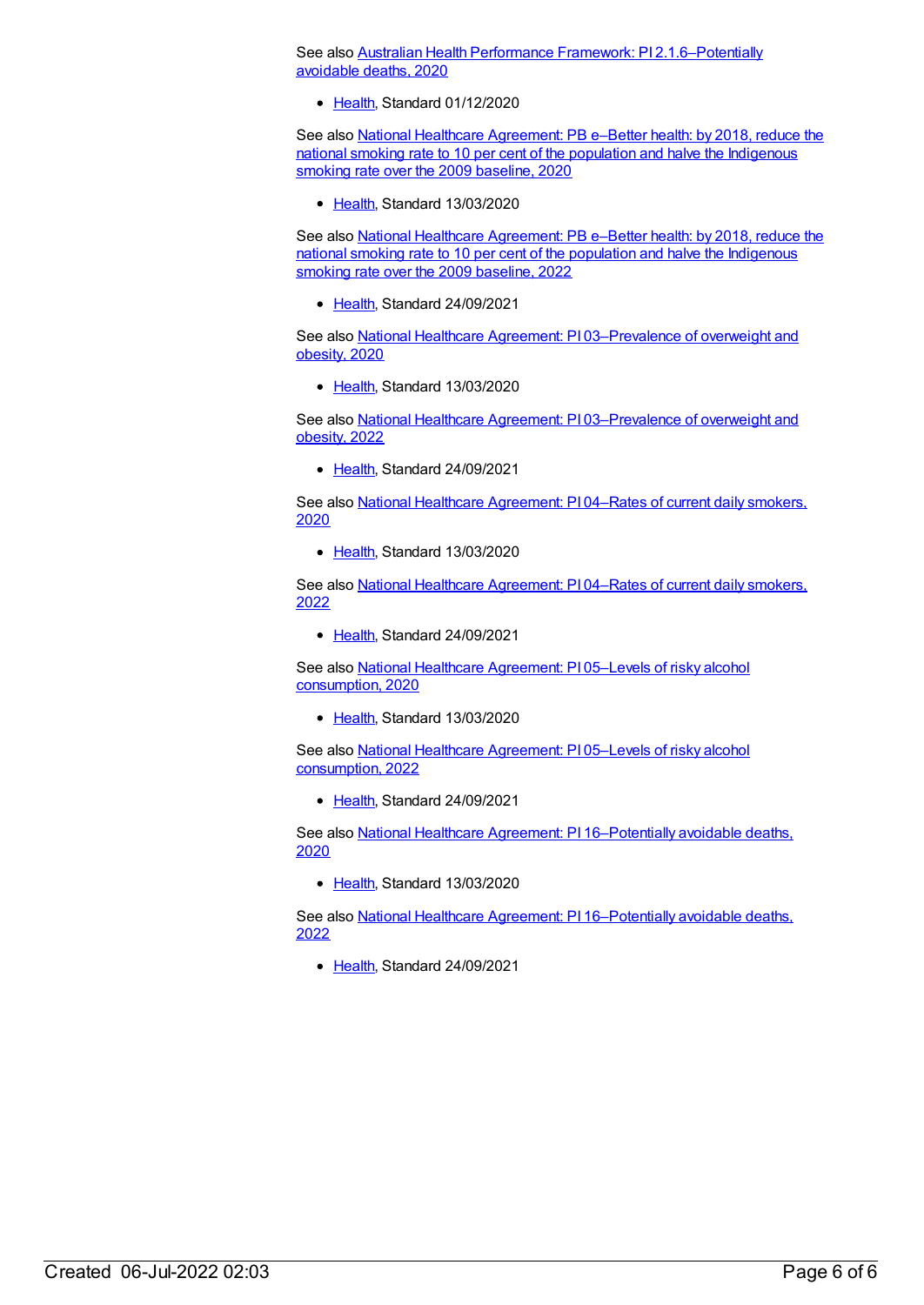See also Australian Health Performance Framework: PI 2.1.6–Potentially avoidable deaths, 2020

- Health, Standard 01/12/2020

See also National Healthcare Agreement: PB e–Better health: by 2018, reduce the national smoking rate to 10 per cent of the population and halve the Indigenous smoking rate over the 2009 baseline, 2020

- Health, Standard 13/03/2020

See also National Healthcare Agreement: PB e–Better health: by 2018, reduce the national smoking rate to 10 per cent of the population and halve the Indigenous smoking rate over the 2009 baseline, 2022

- Health, Standard 24/09/2021

See also National Healthcare Agreement: PI 03–Prevalence of overweight and obesity, 2020

- Health, Standard 13/03/2020

See also National Healthcare Agreement: PI 03–Prevalence of overweight and obesity, 2022

- Health, Standard 24/09/2021

See also National Healthcare Agreement: PI 04–Rates of current daily smokers, 2020

- Health, Standard 13/03/2020

See also National Healthcare Agreement: PI 04–Rates of current daily smokers, 2022

- Health, Standard 24/09/2021

See also National Healthcare Agreement: PI 05–Levels of risky alcohol consumption, 2020

- Health, Standard 13/03/2020

See also National Healthcare Agreement: PI 05–Levels of risky alcohol consumption, 2022

- Health, Standard 24/09/2021

See also National Healthcare Agreement: PI 16–Potentially avoidable deaths, 2020

- Health, Standard 13/03/2020

See also National Healthcare Agreement: PI 16–Potentially avoidable deaths, 2022

- Health, Standard 24/09/2021